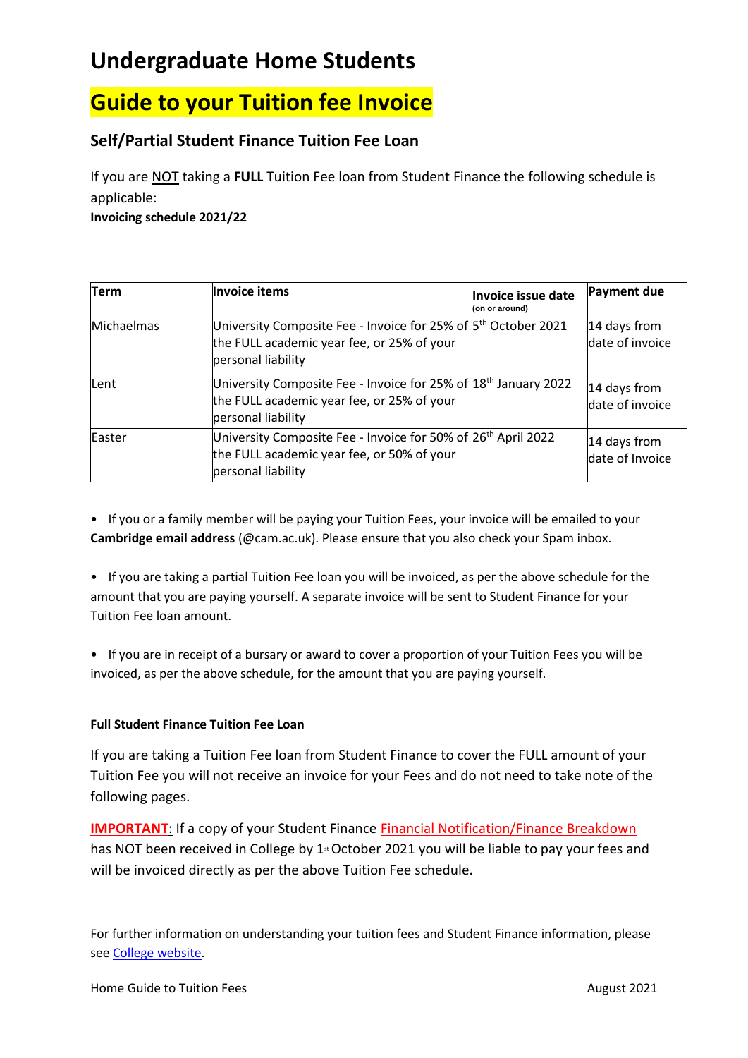# Undergraduate Home Students

# Guide to your Tuition fee Invoice

### Self/Partial Student Finance Tuition Fee Loan

If you are NOT taking a **FULL** Tuition Fee loan from Student Finance the following schedule is applicable:

**Invoicing schedule 2021/22**

| Term | Invoice items | Invoice issue date (on or around) | Payment due |
|---|---|---|---|
| Michaelmas | University Composite Fee - Invoice for 25% of the FULL academic year fee, or 25% of your personal liability | 5th October 2021 | 14 days from date of invoice |
| Lent | University Composite Fee - Invoice for 25% of the FULL academic year fee, or 25% of your personal liability | 18th January 2022 | 14 days from date of invoice |
| Easter | University Composite Fee - Invoice for 50% of the FULL academic year fee, or 50% of your personal liability | 26th April 2022 | 14 days from date of Invoice |

- If you or a family member will be paying your Tuition Fees, your invoice will be emailed to your **Cambridge email address** (@cam.ac.uk). Please ensure that you also check your Spam inbox.

- If you are taking a partial Tuition Fee loan you will be invoiced, as per the above schedule for the amount that you are paying yourself. A separate invoice will be sent to Student Finance for your Tuition Fee loan amount.

- If you are in receipt of a bursary or award to cover a proportion of your Tuition Fees you will be invoiced, as per the above schedule, for the amount that you are paying yourself.

**Full Student Finance Tuition Fee Loan**

If you are taking a Tuition Fee loan from Student Finance to cover the FULL amount of your Tuition Fee you will not receive an invoice for your Fees and do not need to take note of the following pages.

**IMPORTANT**: If a copy of your Student Finance Financial Notification/Finance Breakdown has NOT been received in College by 1st October 2021 you will be liable to pay your fees and will be invoiced directly as per the above Tuition Fee schedule.

For further information on understanding your tuition fees and Student Finance information, please see College website.

Home Guide to Tuition Fees August 2021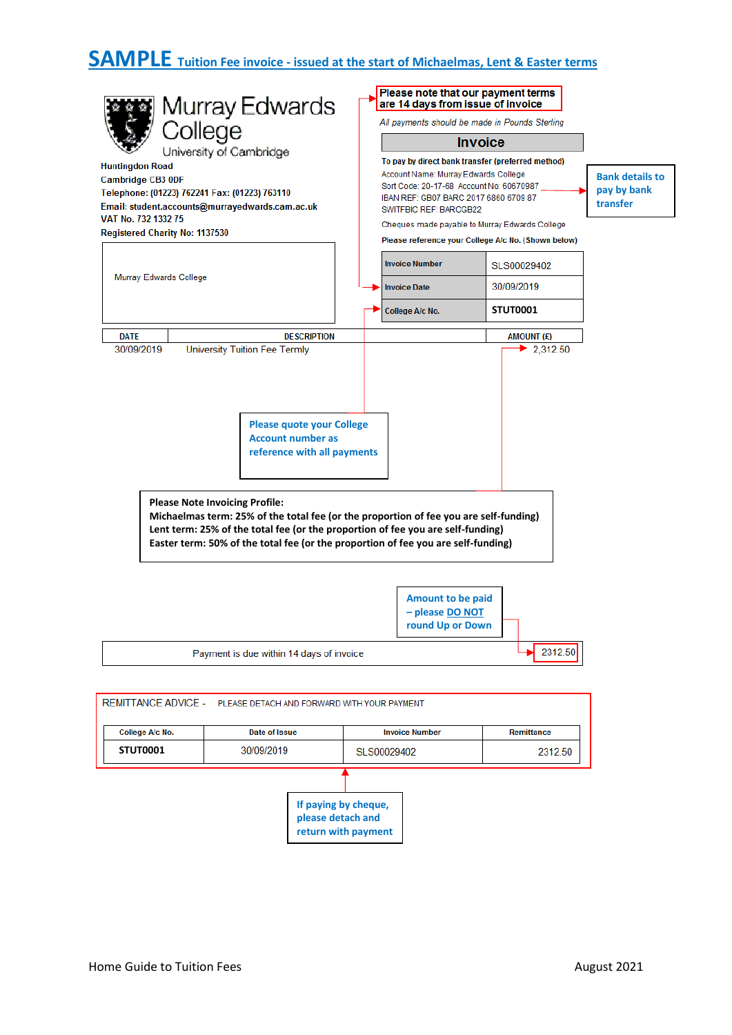# SAMPLE Tuition Fee invoice - issued at the start of Michaelmas, Lent & Easter terms

**Murray Edwards College**
University of Cambridge

Huntingdon Road
Cambridge CB3 0DF
Telephone: (01223) 762241 Fax: (01223) 763110
Email: student.accounts@murrayedwards.cam.ac.uk
VAT No. 732 1332 75
Registered Charity No: 1137530

**Please note that our payment terms are 14 days from issue of invoice**

*All payments should be made in Pounds Sterling*

## Invoice

**To pay by direct bank transfer (preferred method)**
Account Name: Murray Edwards College
Sort Code: 20-17-68 Account No: 60670987
IBAN REF: GB07 BARC 2017 6860 6709 87
SWITFBIC REF: BARCGB22

**Bank details to pay by bank transfer**

Cheques made payable to Murray Edwards College

**Please reference your College A/c No. (Shown below)**

| | |
|---|---|
| Invoice Number | SLS00029402 |
| Invoice Date | 30/09/2019 |
| College A/c No. | **STUT0001** |

Murray Edwards College

| DATE | DESCRIPTION | AMOUNT (£) |
|---|---|---|
| 30/09/2019 | University Tuition Fee Termly | 2,312.50 |

**Please quote your College Account number as reference with all payments**

**Please Note Invoicing Profile:**
**Michaelmas term: 25% of the total fee (or the proportion of fee you are self-funding)**
**Lent term: 25% of the total fee (or the proportion of fee you are self-funding)**
**Easter term: 50% of the total fee (or the proportion of fee you are self-funding)**

**Amount to be paid – please DO NOT round Up or Down**

Payment is due within 14 days of invoice 2312.50

REMITTANCE ADVICE - PLEASE DETACH AND FORWARD WITH YOUR PAYMENT

| College A/c No. | Date of Issue | Invoice Number | Remittance |
|---|---|---|---|
| **STUT0001** | 30/09/2019 | SLS00029402 | 2312.50 |

**If paying by cheque, please detach and return with payment**